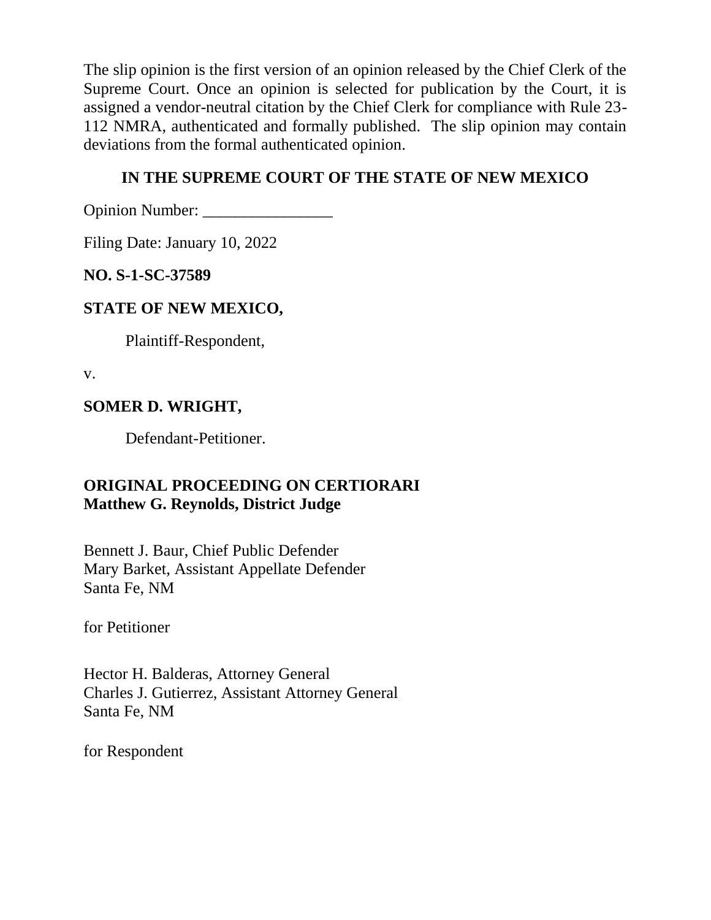The slip opinion is the first version of an opinion released by the Chief Clerk of the Supreme Court. Once an opinion is selected for publication by the Court, it is assigned a vendor-neutral citation by the Chief Clerk for compliance with Rule 23-112 NMRA, authenticated and formally published. The slip opinion may contain deviations from the formal authenticated opinion.

## IN THE SUPREME COURT OF THE STATE OF NEW MEXICO

Opinion Number: ________________

Filing Date: January 10, 2022

**NO. S-1-SC-37589**

**STATE OF NEW MEXICO,**

Plaintiff-Respondent,

v.

**SOMER D. WRIGHT,**

Defendant-Petitioner.

**ORIGINAL PROCEEDING ON CERTIORARI**
**Matthew G. Reynolds, District Judge**

Bennett J. Baur, Chief Public Defender
Mary Barket, Assistant Appellate Defender
Santa Fe, NM

for Petitioner

Hector H. Balderas, Attorney General
Charles J. Gutierrez, Assistant Attorney General
Santa Fe, NM

for Respondent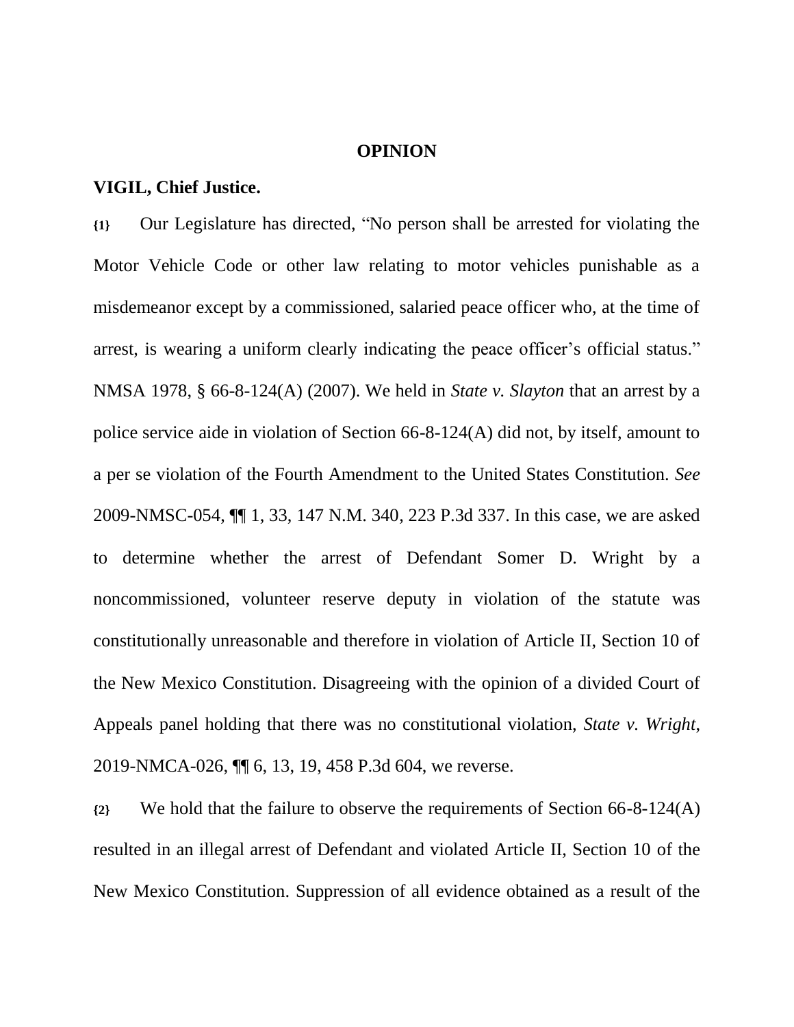**OPINION**

**VIGIL, Chief Justice.**

**{1}** Our Legislature has directed, "No person shall be arrested for violating the Motor Vehicle Code or other law relating to motor vehicles punishable as a misdemeanor except by a commissioned, salaried peace officer who, at the time of arrest, is wearing a uniform clearly indicating the peace officer's official status." NMSA 1978, § 66-8-124(A) (2007). We held in *State v. Slayton* that an arrest by a police service aide in violation of Section 66-8-124(A) did not, by itself, amount to a per se violation of the Fourth Amendment to the United States Constitution. *See* 2009-NMSC-054, ¶¶ 1, 33, 147 N.M. 340, 223 P.3d 337. In this case, we are asked to determine whether the arrest of Defendant Somer D. Wright by a noncommissioned, volunteer reserve deputy in violation of the statute was constitutionally unreasonable and therefore in violation of Article II, Section 10 of the New Mexico Constitution. Disagreeing with the opinion of a divided Court of Appeals panel holding that there was no constitutional violation, *State v. Wright*, 2019-NMCA-026, ¶¶ 6, 13, 19, 458 P.3d 604, we reverse.

**{2}** We hold that the failure to observe the requirements of Section 66-8-124(A) resulted in an illegal arrest of Defendant and violated Article II, Section 10 of the New Mexico Constitution. Suppression of all evidence obtained as a result of the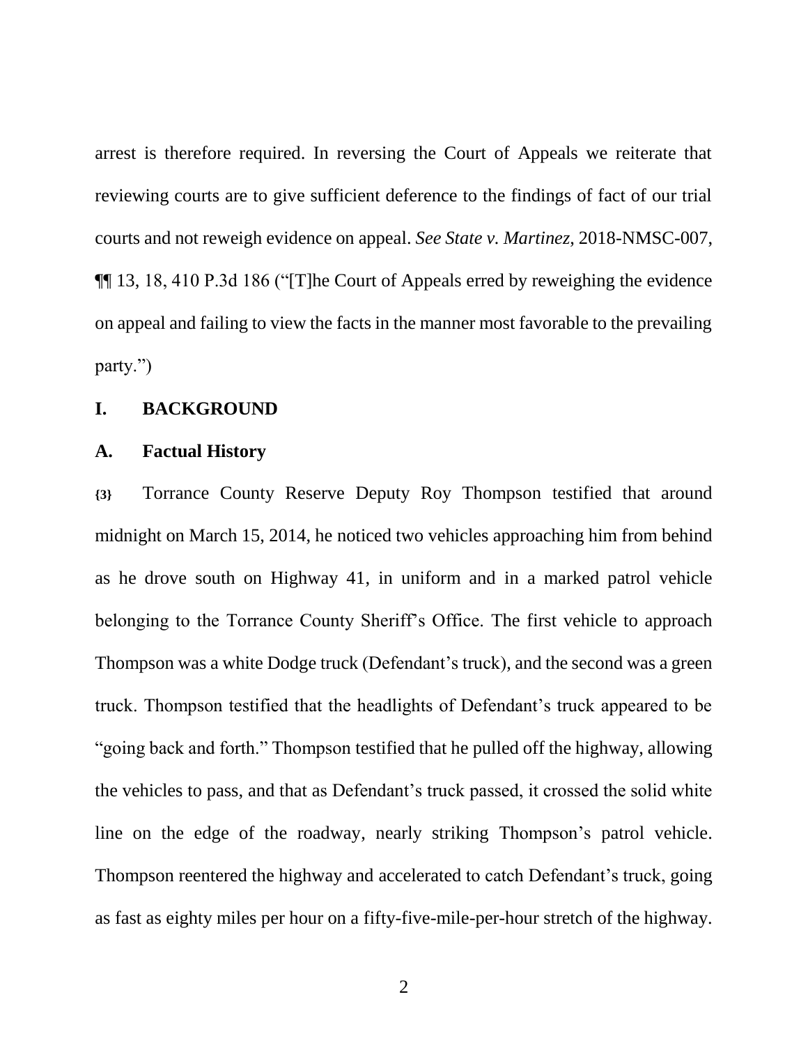arrest is therefore required. In reversing the Court of Appeals we reiterate that reviewing courts are to give sufficient deference to the findings of fact of our trial courts and not reweigh evidence on appeal. *See State v. Martinez*, 2018-NMSC-007, ¶¶ 13, 18, 410 P.3d 186 ("[T]he Court of Appeals erred by reweighing the evidence on appeal and failing to view the facts in the manner most favorable to the prevailing party.")

## I. BACKGROUND

### A. Factual History

**{3}** Torrance County Reserve Deputy Roy Thompson testified that around midnight on March 15, 2014, he noticed two vehicles approaching him from behind as he drove south on Highway 41, in uniform and in a marked patrol vehicle belonging to the Torrance County Sheriff's Office. The first vehicle to approach Thompson was a white Dodge truck (Defendant's truck), and the second was a green truck. Thompson testified that the headlights of Defendant's truck appeared to be "going back and forth." Thompson testified that he pulled off the highway, allowing the vehicles to pass, and that as Defendant's truck passed, it crossed the solid white line on the edge of the roadway, nearly striking Thompson's patrol vehicle. Thompson reentered the highway and accelerated to catch Defendant's truck, going as fast as eighty miles per hour on a fifty-five-mile-per-hour stretch of the highway.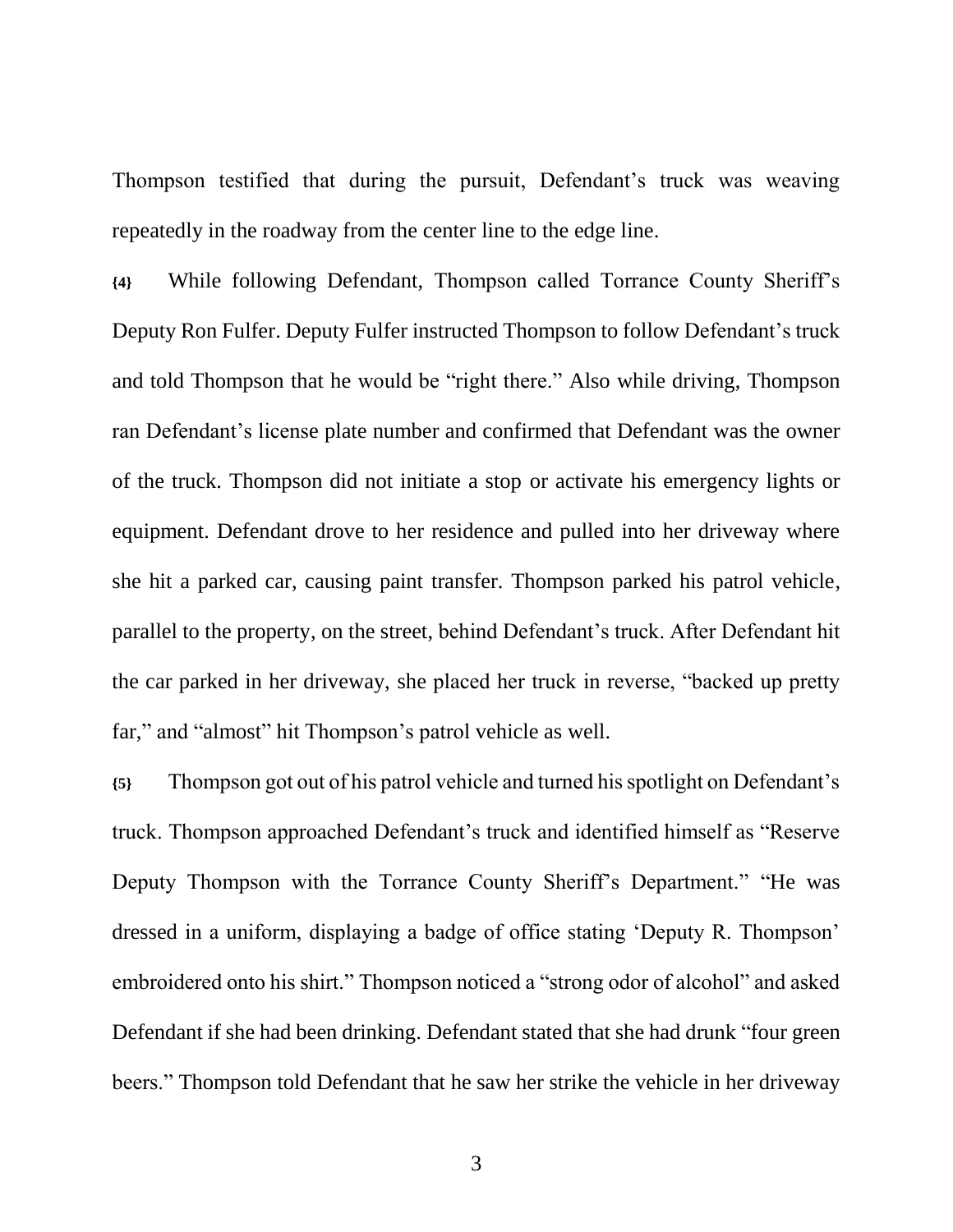Thompson testified that during the pursuit, Defendant's truck was weaving repeatedly in the roadway from the center line to the edge line.

**{4}** While following Defendant, Thompson called Torrance County Sheriff's Deputy Ron Fulfer. Deputy Fulfer instructed Thompson to follow Defendant's truck and told Thompson that he would be "right there." Also while driving, Thompson ran Defendant's license plate number and confirmed that Defendant was the owner of the truck. Thompson did not initiate a stop or activate his emergency lights or equipment. Defendant drove to her residence and pulled into her driveway where she hit a parked car, causing paint transfer. Thompson parked his patrol vehicle, parallel to the property, on the street, behind Defendant's truck. After Defendant hit the car parked in her driveway, she placed her truck in reverse, "backed up pretty far," and "almost" hit Thompson's patrol vehicle as well.

**{5}** Thompson got out of his patrol vehicle and turned his spotlight on Defendant's truck. Thompson approached Defendant's truck and identified himself as "Reserve Deputy Thompson with the Torrance County Sheriff's Department." "He was dressed in a uniform, displaying a badge of office stating 'Deputy R. Thompson' embroidered onto his shirt." Thompson noticed a "strong odor of alcohol" and asked Defendant if she had been drinking. Defendant stated that she had drunk "four green beers." Thompson told Defendant that he saw her strike the vehicle in her driveway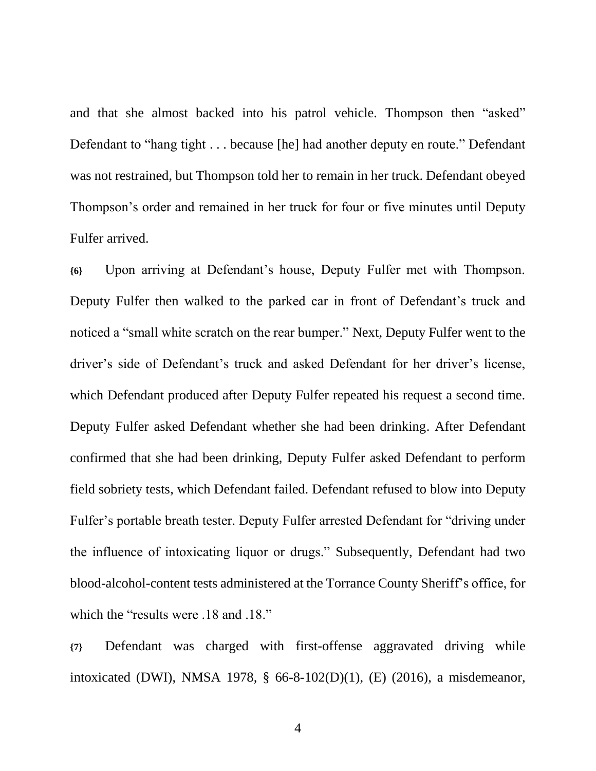and that she almost backed into his patrol vehicle. Thompson then "asked" Defendant to "hang tight . . . because [he] had another deputy en route." Defendant was not restrained, but Thompson told her to remain in her truck. Defendant obeyed Thompson's order and remained in her truck for four or five minutes until Deputy Fulfer arrived.

**{6}** Upon arriving at Defendant's house, Deputy Fulfer met with Thompson. Deputy Fulfer then walked to the parked car in front of Defendant's truck and noticed a "small white scratch on the rear bumper." Next, Deputy Fulfer went to the driver's side of Defendant's truck and asked Defendant for her driver's license, which Defendant produced after Deputy Fulfer repeated his request a second time. Deputy Fulfer asked Defendant whether she had been drinking. After Defendant confirmed that she had been drinking, Deputy Fulfer asked Defendant to perform field sobriety tests, which Defendant failed. Defendant refused to blow into Deputy Fulfer's portable breath tester. Deputy Fulfer arrested Defendant for "driving under the influence of intoxicating liquor or drugs." Subsequently, Defendant had two blood-alcohol-content tests administered at the Torrance County Sheriff's office, for which the "results were .18 and .18."

**{7}** Defendant was charged with first-offense aggravated driving while intoxicated (DWI), NMSA 1978, § 66-8-102(D)(1), (E) (2016), a misdemeanor,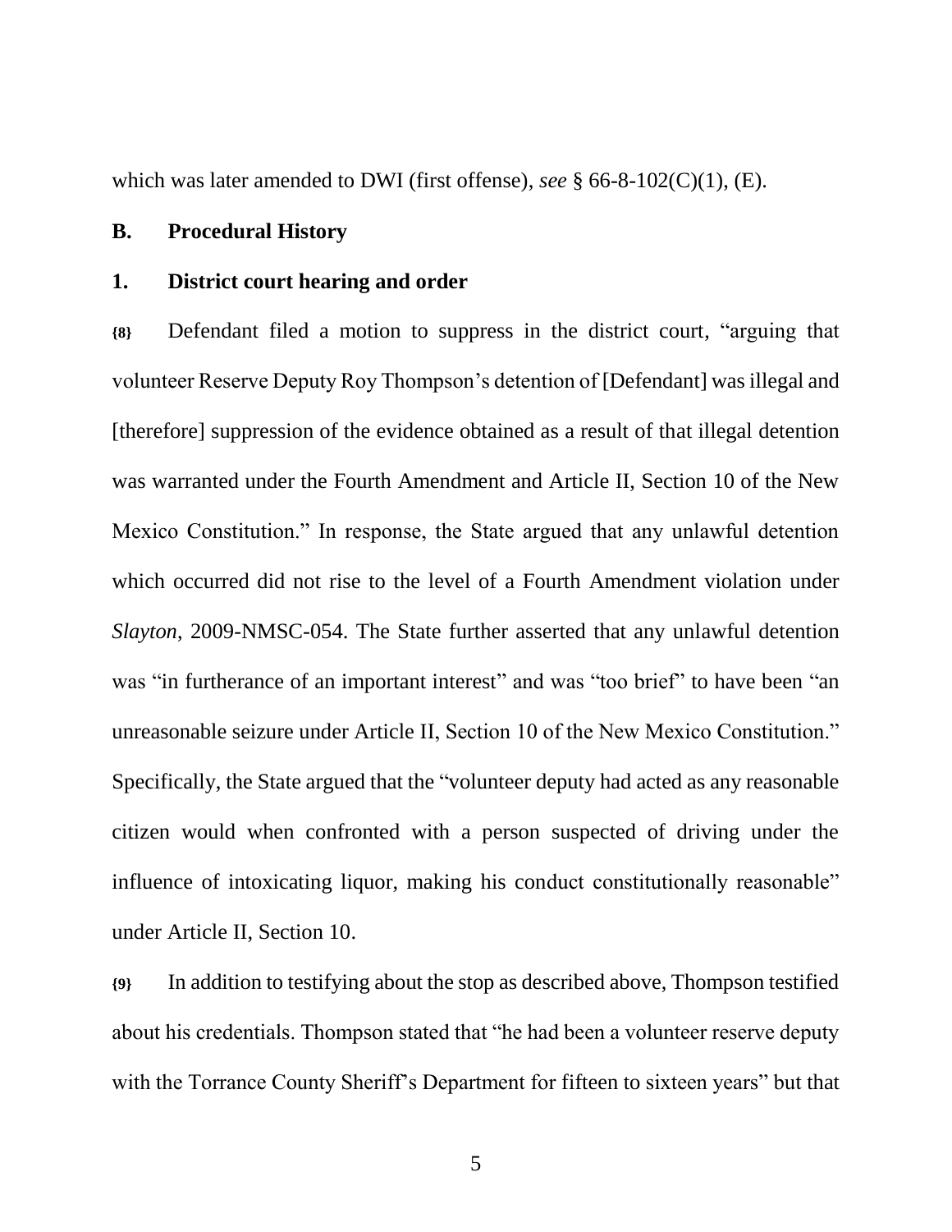which was later amended to DWI (first offense), *see* § 66-8-102(C)(1), (E).

## B. Procedural History

### 1. District court hearing and order

**{8}** Defendant filed a motion to suppress in the district court, "arguing that volunteer Reserve Deputy Roy Thompson's detention of [Defendant] was illegal and [therefore] suppression of the evidence obtained as a result of that illegal detention was warranted under the Fourth Amendment and Article II, Section 10 of the New Mexico Constitution." In response, the State argued that any unlawful detention which occurred did not rise to the level of a Fourth Amendment violation under *Slayton*, 2009-NMSC-054. The State further asserted that any unlawful detention was "in furtherance of an important interest" and was "too brief" to have been "an unreasonable seizure under Article II, Section 10 of the New Mexico Constitution." Specifically, the State argued that the "volunteer deputy had acted as any reasonable citizen would when confronted with a person suspected of driving under the influence of intoxicating liquor, making his conduct constitutionally reasonable" under Article II, Section 10.

**{9}** In addition to testifying about the stop as described above, Thompson testified about his credentials. Thompson stated that "he had been a volunteer reserve deputy with the Torrance County Sheriff's Department for fifteen to sixteen years" but that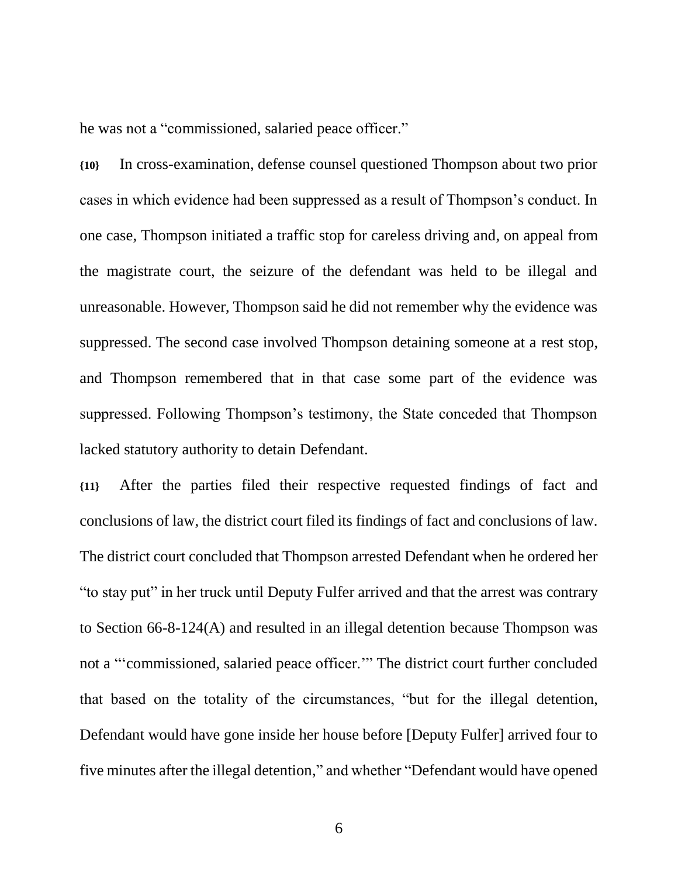he was not a "commissioned, salaried peace officer."

**{10}** In cross-examination, defense counsel questioned Thompson about two prior cases in which evidence had been suppressed as a result of Thompson's conduct. In one case, Thompson initiated a traffic stop for careless driving and, on appeal from the magistrate court, the seizure of the defendant was held to be illegal and unreasonable. However, Thompson said he did not remember why the evidence was suppressed. The second case involved Thompson detaining someone at a rest stop, and Thompson remembered that in that case some part of the evidence was suppressed. Following Thompson's testimony, the State conceded that Thompson lacked statutory authority to detain Defendant.

**{11}** After the parties filed their respective requested findings of fact and conclusions of law, the district court filed its findings of fact and conclusions of law. The district court concluded that Thompson arrested Defendant when he ordered her "to stay put" in her truck until Deputy Fulfer arrived and that the arrest was contrary to Section 66-8-124(A) and resulted in an illegal detention because Thompson was not a "'commissioned, salaried peace officer.'" The district court further concluded that based on the totality of the circumstances, "but for the illegal detention, Defendant would have gone inside her house before [Deputy Fulfer] arrived four to five minutes after the illegal detention," and whether "Defendant would have opened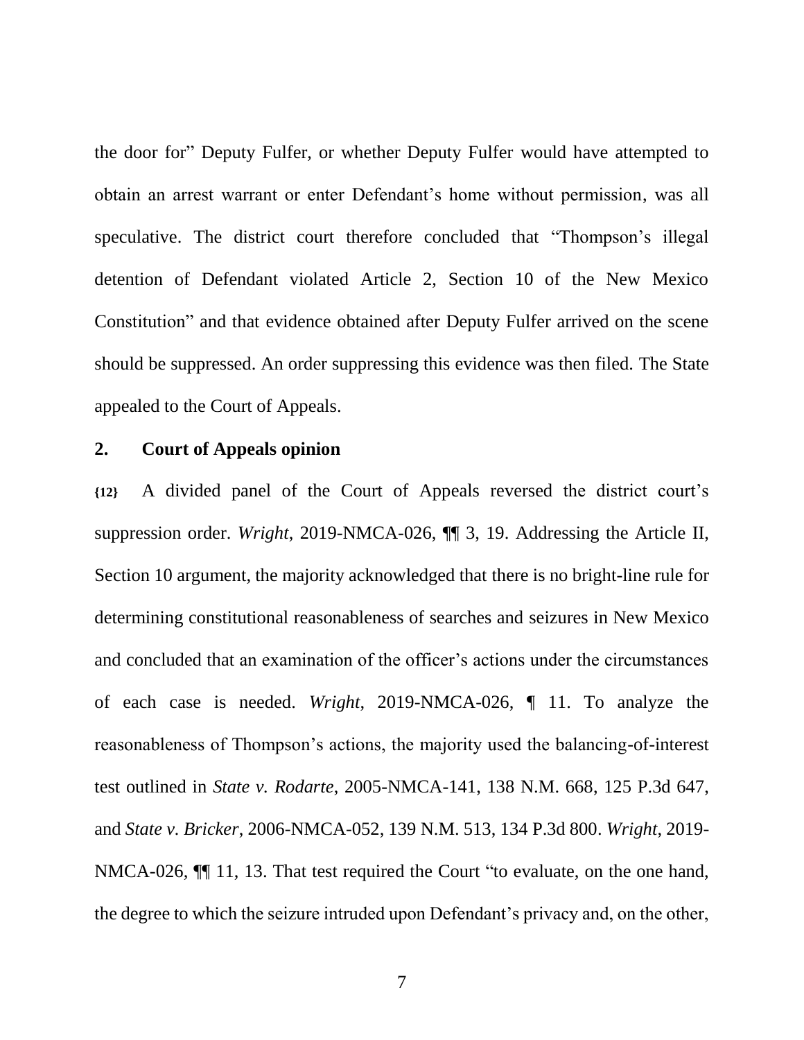the door for" Deputy Fulfer, or whether Deputy Fulfer would have attempted to obtain an arrest warrant or enter Defendant's home without permission, was all speculative. The district court therefore concluded that "Thompson's illegal detention of Defendant violated Article 2, Section 10 of the New Mexico Constitution" and that evidence obtained after Deputy Fulfer arrived on the scene should be suppressed. An order suppressing this evidence was then filed. The State appealed to the Court of Appeals.

## 2. Court of Appeals opinion

**{12}** A divided panel of the Court of Appeals reversed the district court's suppression order. *Wright*, 2019-NMCA-026, ¶¶ 3, 19. Addressing the Article II, Section 10 argument, the majority acknowledged that there is no bright-line rule for determining constitutional reasonableness of searches and seizures in New Mexico and concluded that an examination of the officer's actions under the circumstances of each case is needed. *Wright*, 2019-NMCA-026, ¶ 11. To analyze the reasonableness of Thompson's actions, the majority used the balancing-of-interest test outlined in *State v. Rodarte*, 2005-NMCA-141, 138 N.M. 668, 125 P.3d 647, and *State v. Bricker*, 2006-NMCA-052, 139 N.M. 513, 134 P.3d 800. *Wright*, 2019-NMCA-026, ¶¶ 11, 13. That test required the Court "to evaluate, on the one hand, the degree to which the seizure intruded upon Defendant's privacy and, on the other,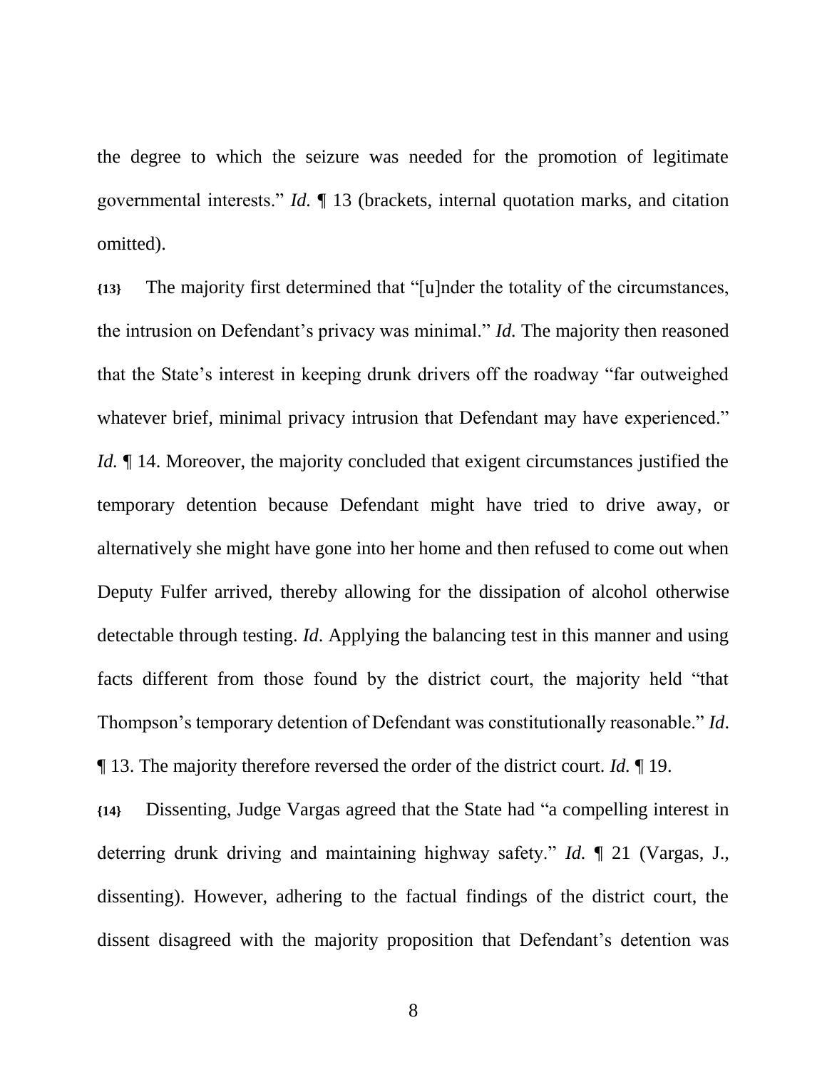the degree to which the seizure was needed for the promotion of legitimate governmental interests." *Id.* ¶ 13 (brackets, internal quotation marks, and citation omitted).

**{13}** The majority first determined that "[u]nder the totality of the circumstances, the intrusion on Defendant's privacy was minimal." *Id.* The majority then reasoned that the State's interest in keeping drunk drivers off the roadway "far outweighed whatever brief, minimal privacy intrusion that Defendant may have experienced." *Id.* ¶ 14. Moreover, the majority concluded that exigent circumstances justified the temporary detention because Defendant might have tried to drive away, or alternatively she might have gone into her home and then refused to come out when Deputy Fulfer arrived, thereby allowing for the dissipation of alcohol otherwise detectable through testing. *Id*. Applying the balancing test in this manner and using facts different from those found by the district court, the majority held "that Thompson's temporary detention of Defendant was constitutionally reasonable." *Id*. ¶ 13. The majority therefore reversed the order of the district court. *Id.* ¶ 19.

**{14}** Dissenting, Judge Vargas agreed that the State had "a compelling interest in deterring drunk driving and maintaining highway safety." *Id.* ¶ 21 (Vargas, J., dissenting). However, adhering to the factual findings of the district court, the dissent disagreed with the majority proposition that Defendant's detention was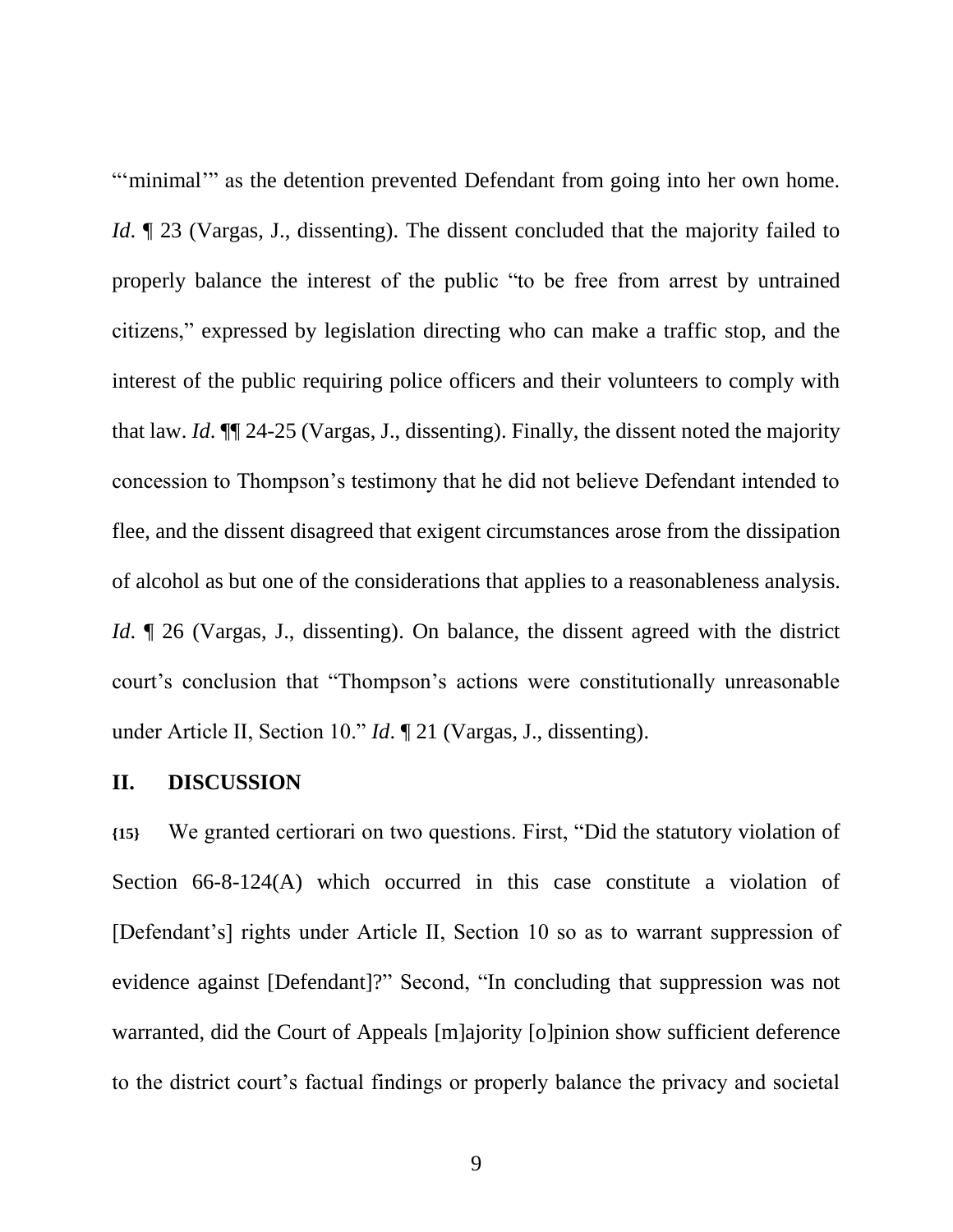"'minimal'" as the detention prevented Defendant from going into her own home. *Id*. ¶ 23 (Vargas, J., dissenting). The dissent concluded that the majority failed to properly balance the interest of the public "to be free from arrest by untrained citizens," expressed by legislation directing who can make a traffic stop, and the interest of the public requiring police officers and their volunteers to comply with that law. *Id*. ¶¶ 24-25 (Vargas, J., dissenting). Finally, the dissent noted the majority concession to Thompson's testimony that he did not believe Defendant intended to flee, and the dissent disagreed that exigent circumstances arose from the dissipation of alcohol as but one of the considerations that applies to a reasonableness analysis. *Id*. ¶ 26 (Vargas, J., dissenting). On balance, the dissent agreed with the district court's conclusion that "Thompson's actions were constitutionally unreasonable under Article II, Section 10." *Id*. ¶ 21 (Vargas, J., dissenting).

## II. DISCUSSION

**{15}** We granted certiorari on two questions. First, "Did the statutory violation of Section 66-8-124(A) which occurred in this case constitute a violation of [Defendant's] rights under Article II, Section 10 so as to warrant suppression of evidence against [Defendant]?" Second, "In concluding that suppression was not warranted, did the Court of Appeals [m]ajority [o]pinion show sufficient deference to the district court's factual findings or properly balance the privacy and societal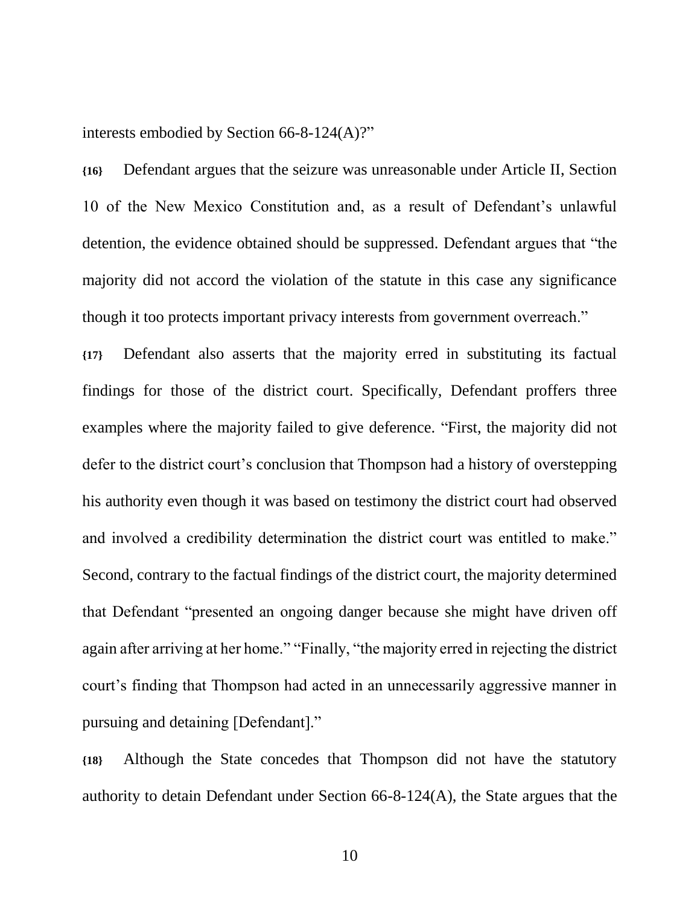interests embodied by Section 66-8-124(A)?"

**{16}** Defendant argues that the seizure was unreasonable under Article II, Section 10 of the New Mexico Constitution and, as a result of Defendant's unlawful detention, the evidence obtained should be suppressed. Defendant argues that "the majority did not accord the violation of the statute in this case any significance though it too protects important privacy interests from government overreach."

**{17}** Defendant also asserts that the majority erred in substituting its factual findings for those of the district court. Specifically, Defendant proffers three examples where the majority failed to give deference. "First, the majority did not defer to the district court's conclusion that Thompson had a history of overstepping his authority even though it was based on testimony the district court had observed and involved a credibility determination the district court was entitled to make." Second, contrary to the factual findings of the district court, the majority determined that Defendant "presented an ongoing danger because she might have driven off again after arriving at her home." "Finally, "the majority erred in rejecting the district court's finding that Thompson had acted in an unnecessarily aggressive manner in pursuing and detaining [Defendant]."

**{18}** Although the State concedes that Thompson did not have the statutory authority to detain Defendant under Section 66-8-124(A), the State argues that the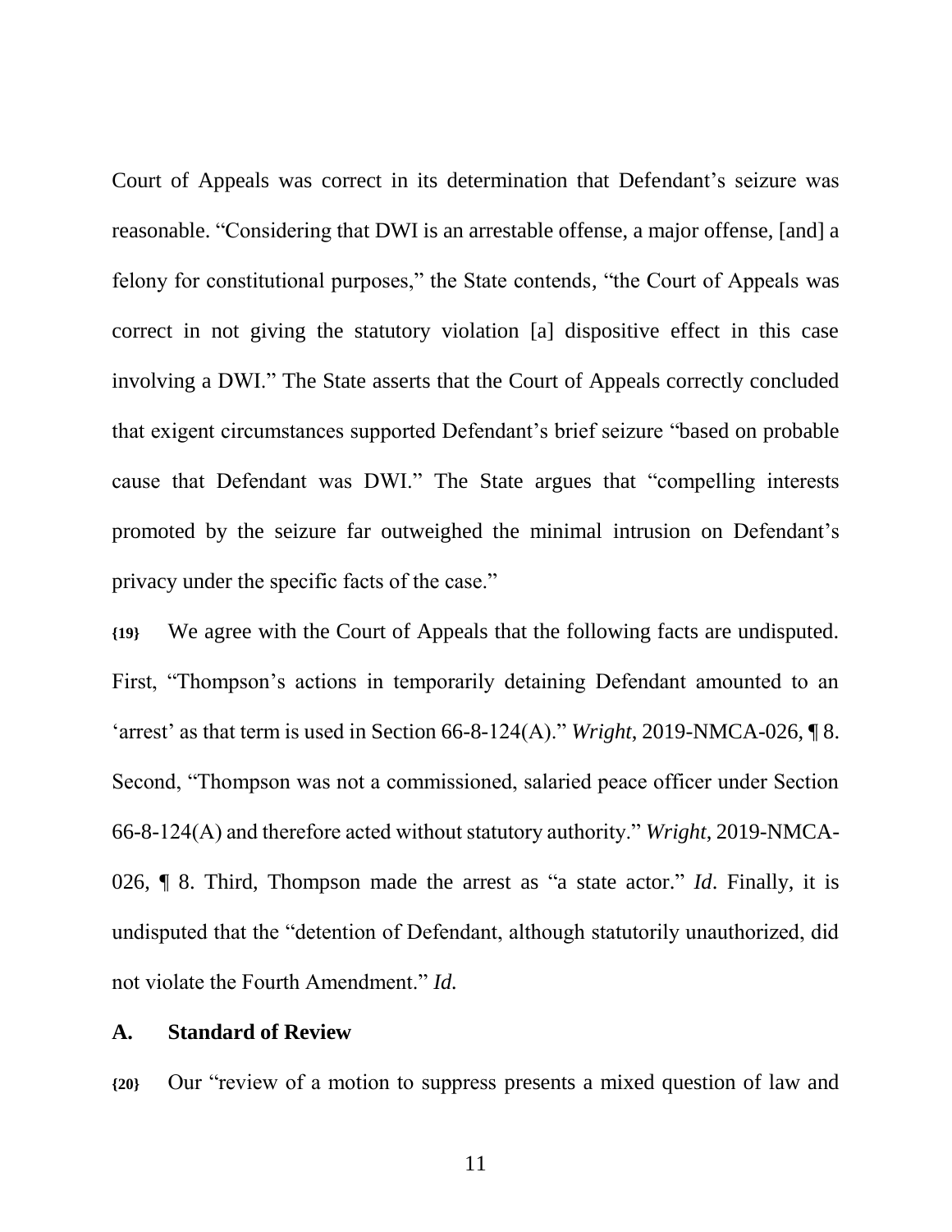Court of Appeals was correct in its determination that Defendant's seizure was reasonable. "Considering that DWI is an arrestable offense, a major offense, [and] a felony for constitutional purposes," the State contends, "the Court of Appeals was correct in not giving the statutory violation [a] dispositive effect in this case involving a DWI." The State asserts that the Court of Appeals correctly concluded that exigent circumstances supported Defendant's brief seizure "based on probable cause that Defendant was DWI." The State argues that "compelling interests promoted by the seizure far outweighed the minimal intrusion on Defendant's privacy under the specific facts of the case."

**{19}** We agree with the Court of Appeals that the following facts are undisputed. First, "Thompson's actions in temporarily detaining Defendant amounted to an 'arrest' as that term is used in Section 66-8-124(A)." *Wright*, 2019-NMCA-026, ¶ 8. Second, "Thompson was not a commissioned, salaried peace officer under Section 66-8-124(A) and therefore acted without statutory authority." *Wright*, 2019-NMCA-026, ¶ 8. Third, Thompson made the arrest as "a state actor." *Id*. Finally, it is undisputed that the "detention of Defendant, although statutorily unauthorized, did not violate the Fourth Amendment." *Id.*

### A. Standard of Review

**{20}** Our "review of a motion to suppress presents a mixed question of law and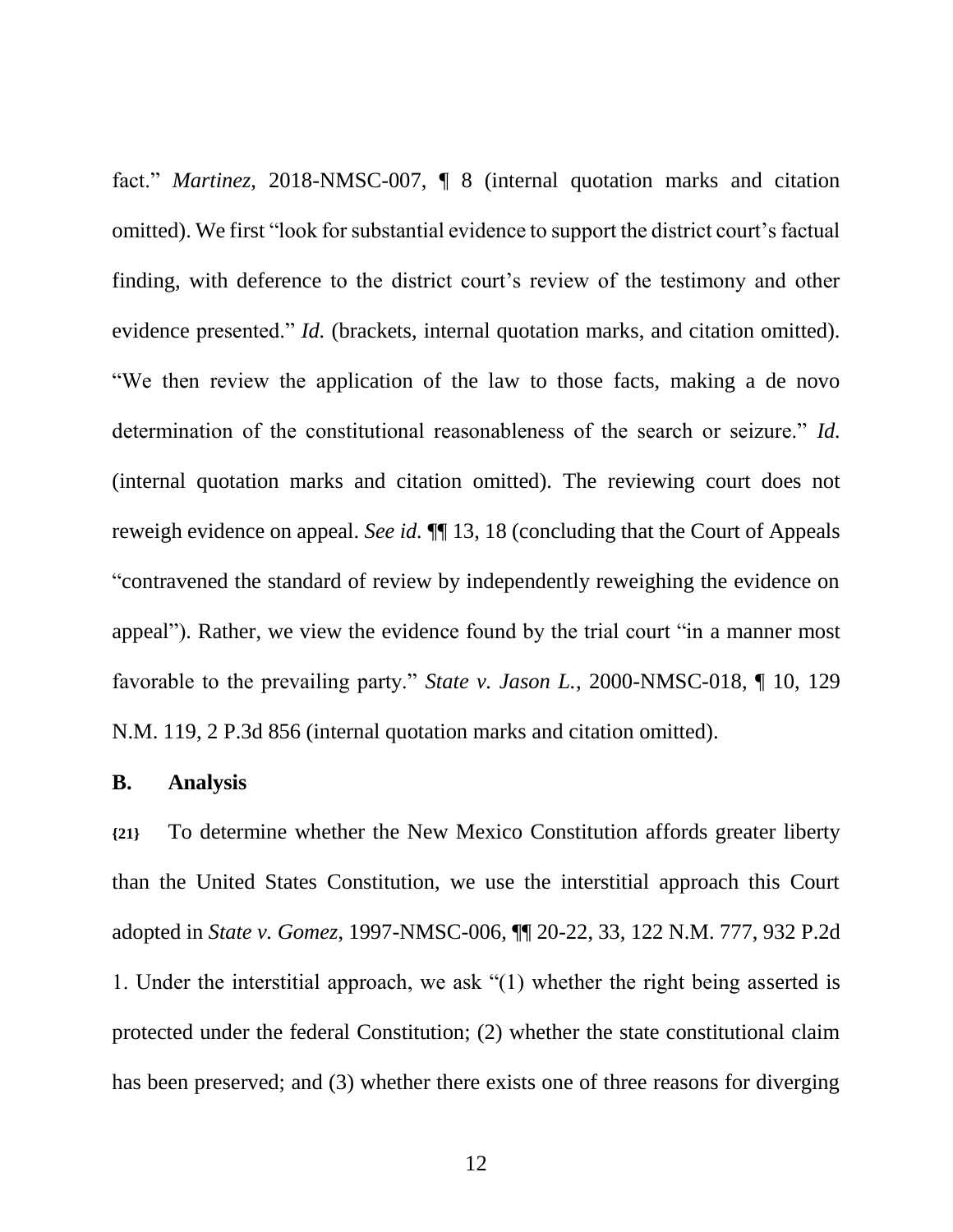fact." *Martinez*, 2018-NMSC-007, ¶ 8 (internal quotation marks and citation omitted). We first "look for substantial evidence to support the district court's factual finding, with deference to the district court's review of the testimony and other evidence presented." *Id.* (brackets, internal quotation marks, and citation omitted). "We then review the application of the law to those facts, making a de novo determination of the constitutional reasonableness of the search or seizure." *Id.* (internal quotation marks and citation omitted). The reviewing court does not reweigh evidence on appeal. *See id.* ¶¶ 13, 18 (concluding that the Court of Appeals "contravened the standard of review by independently reweighing the evidence on appeal"). Rather, we view the evidence found by the trial court "in a manner most favorable to the prevailing party." *State v. Jason L.*, 2000-NMSC-018, ¶ 10, 129 N.M. 119, 2 P.3d 856 (internal quotation marks and citation omitted).

**B. Analysis**

**{21}** To determine whether the New Mexico Constitution affords greater liberty than the United States Constitution, we use the interstitial approach this Court adopted in *State v. Gomez*, 1997-NMSC-006, ¶¶ 20-22, 33, 122 N.M. 777, 932 P.2d 1. Under the interstitial approach, we ask "(1) whether the right being asserted is protected under the federal Constitution; (2) whether the state constitutional claim has been preserved; and (3) whether there exists one of three reasons for diverging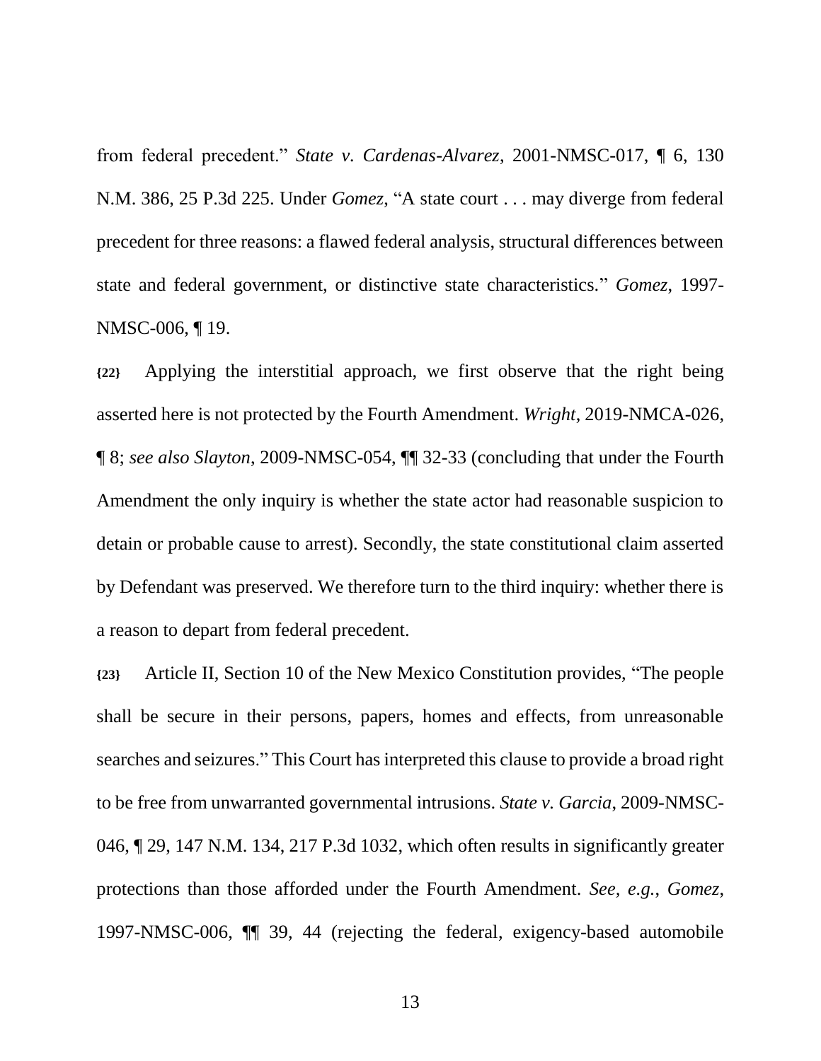from federal precedent." *State v. Cardenas-Alvarez*, 2001-NMSC-017, ¶ 6, 130 N.M. 386, 25 P.3d 225. Under *Gomez*, "A state court . . . may diverge from federal precedent for three reasons: a flawed federal analysis, structural differences between state and federal government, or distinctive state characteristics." *Gomez*, 1997-NMSC-006, ¶ 19.

**{22}** Applying the interstitial approach, we first observe that the right being asserted here is not protected by the Fourth Amendment. *Wright*, 2019-NMCA-026, ¶ 8; *see also Slayton*, 2009-NMSC-054, ¶¶ 32-33 (concluding that under the Fourth Amendment the only inquiry is whether the state actor had reasonable suspicion to detain or probable cause to arrest). Secondly, the state constitutional claim asserted by Defendant was preserved. We therefore turn to the third inquiry: whether there is a reason to depart from federal precedent.

**{23}** Article II, Section 10 of the New Mexico Constitution provides, "The people shall be secure in their persons, papers, homes and effects, from unreasonable searches and seizures." This Court has interpreted this clause to provide a broad right to be free from unwarranted governmental intrusions. *State v. Garcia*, 2009-NMSC-046, ¶ 29, 147 N.M. 134, 217 P.3d 1032, which often results in significantly greater protections than those afforded under the Fourth Amendment. *See, e.g.*, *Gomez*, 1997-NMSC-006, ¶¶ 39, 44 (rejecting the federal, exigency-based automobile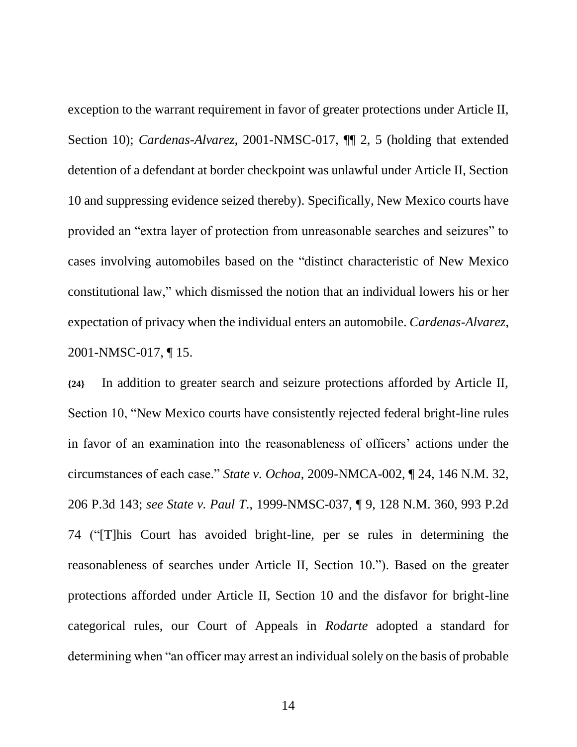exception to the warrant requirement in favor of greater protections under Article II, Section 10); *Cardenas-Alvarez*, 2001-NMSC-017, ¶¶ 2, 5 (holding that extended detention of a defendant at border checkpoint was unlawful under Article II, Section 10 and suppressing evidence seized thereby). Specifically, New Mexico courts have provided an "extra layer of protection from unreasonable searches and seizures" to cases involving automobiles based on the "distinct characteristic of New Mexico constitutional law," which dismissed the notion that an individual lowers his or her expectation of privacy when the individual enters an automobile. *Cardenas-Alvarez*, 2001-NMSC-017, ¶ 15.

**{24}** In addition to greater search and seizure protections afforded by Article II, Section 10, "New Mexico courts have consistently rejected federal bright-line rules in favor of an examination into the reasonableness of officers' actions under the circumstances of each case." *State v. Ochoa*, 2009-NMCA-002, ¶ 24, 146 N.M. 32, 206 P.3d 143; *see State v. Paul T.*, 1999-NMSC-037, ¶ 9, 128 N.M. 360, 993 P.2d 74 ("[T]his Court has avoided bright-line, per se rules in determining the reasonableness of searches under Article II, Section 10."). Based on the greater protections afforded under Article II, Section 10 and the disfavor for bright-line categorical rules, our Court of Appeals in *Rodarte* adopted a standard for determining when "an officer may arrest an individual solely on the basis of probable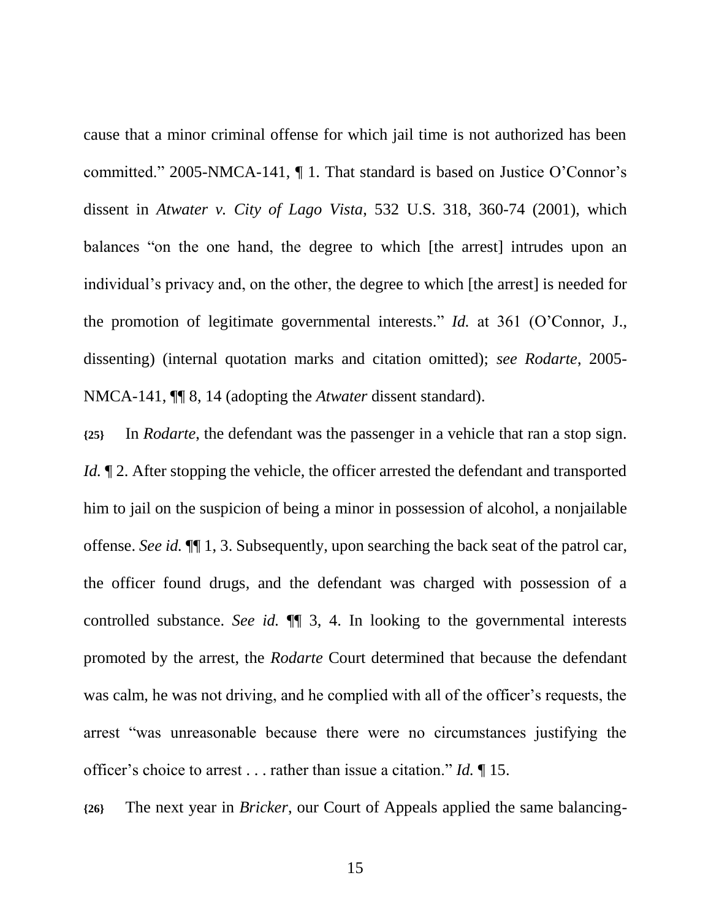cause that a minor criminal offense for which jail time is not authorized has been committed." 2005-NMCA-141, ¶ 1. That standard is based on Justice O'Connor's dissent in *Atwater v. City of Lago Vista*, 532 U.S. 318, 360-74 (2001), which balances "on the one hand, the degree to which [the arrest] intrudes upon an individual's privacy and, on the other, the degree to which [the arrest] is needed for the promotion of legitimate governmental interests." *Id.* at 361 (O'Connor, J., dissenting) (internal quotation marks and citation omitted); *see Rodarte*, 2005-NMCA-141, ¶¶ 8, 14 (adopting the *Atwater* dissent standard).

**{25}** In *Rodarte*, the defendant was the passenger in a vehicle that ran a stop sign. *Id.* ¶ 2. After stopping the vehicle, the officer arrested the defendant and transported him to jail on the suspicion of being a minor in possession of alcohol, a nonjailable offense. *See id.* ¶¶ 1, 3. Subsequently, upon searching the back seat of the patrol car, the officer found drugs, and the defendant was charged with possession of a controlled substance. *See id.* ¶¶ 3, 4. In looking to the governmental interests promoted by the arrest, the *Rodarte* Court determined that because the defendant was calm, he was not driving, and he complied with all of the officer's requests, the arrest "was unreasonable because there were no circumstances justifying the officer's choice to arrest . . . rather than issue a citation." *Id.* ¶ 15.

**{26}** The next year in *Bricker*, our Court of Appeals applied the same balancing-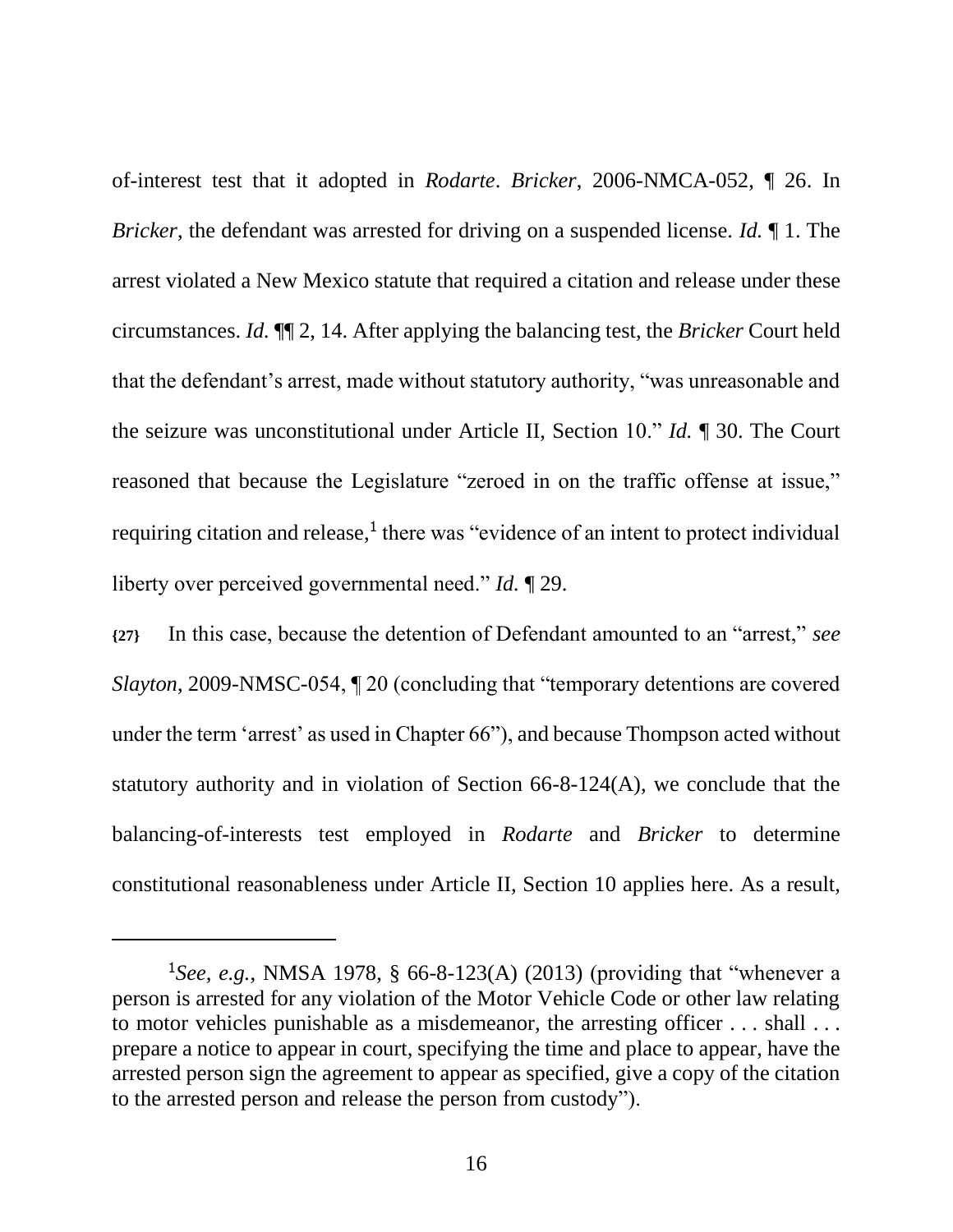of-interest test that it adopted in *Rodarte*. *Bricker*, 2006-NMCA-052, ¶ 26. In *Bricker*, the defendant was arrested for driving on a suspended license. *Id.* ¶ 1. The arrest violated a New Mexico statute that required a citation and release under these circumstances. *Id.* ¶¶ 2, 14. After applying the balancing test, the *Bricker* Court held that the defendant's arrest, made without statutory authority, "was unreasonable and the seizure was unconstitutional under Article II, Section 10." *Id.* ¶ 30. The Court reasoned that because the Legislature "zeroed in on the traffic offense at issue," requiring citation and release,[1] there was "evidence of an intent to protect individual liberty over perceived governmental need." *Id.* ¶ 29.

**{27}** In this case, because the detention of Defendant amounted to an "arrest," *see Slayton*, 2009-NMSC-054, ¶ 20 (concluding that "temporary detentions are covered under the term 'arrest' as used in Chapter 66"), and because Thompson acted without statutory authority and in violation of Section 66-8-124(A), we conclude that the balancing-of-interests test employed in *Rodarte* and *Bricker* to determine constitutional reasonableness under Article II, Section 10 applies here. As a result,

---

[1]*See, e.g.*, NMSA 1978, § 66-8-123(A) (2013) (providing that "whenever a person is arrested for any violation of the Motor Vehicle Code or other law relating to motor vehicles punishable as a misdemeanor, the arresting officer . . . shall . . . prepare a notice to appear in court, specifying the time and place to appear, have the arrested person sign the agreement to appear as specified, give a copy of the citation to the arrested person and release the person from custody").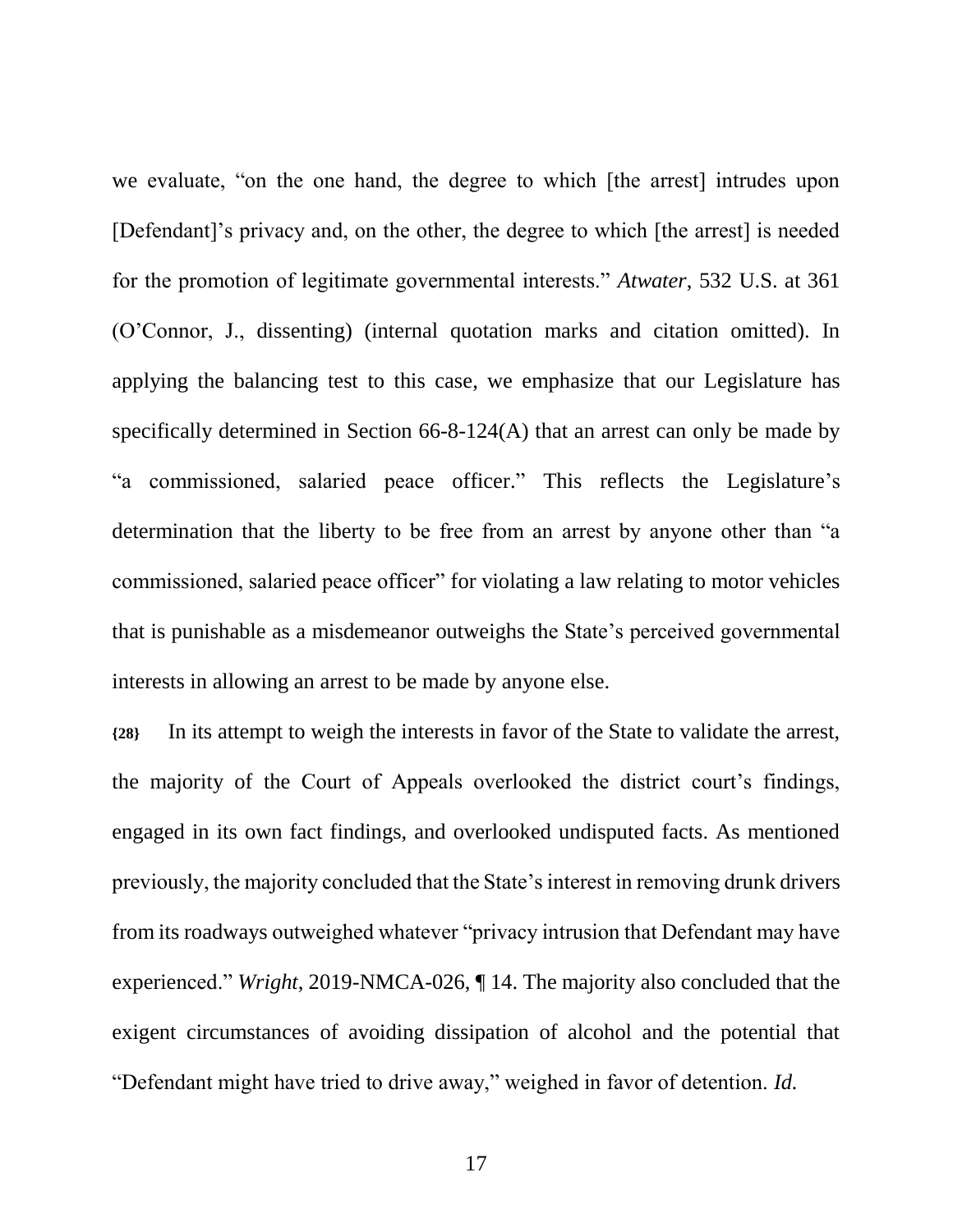we evaluate, "on the one hand, the degree to which [the arrest] intrudes upon [Defendant]'s privacy and, on the other, the degree to which [the arrest] is needed for the promotion of legitimate governmental interests." *Atwater*, 532 U.S. at 361 (O'Connor, J., dissenting) (internal quotation marks and citation omitted). In applying the balancing test to this case, we emphasize that our Legislature has specifically determined in Section 66-8-124(A) that an arrest can only be made by "a commissioned, salaried peace officer." This reflects the Legislature's determination that the liberty to be free from an arrest by anyone other than "a commissioned, salaried peace officer" for violating a law relating to motor vehicles that is punishable as a misdemeanor outweighs the State's perceived governmental interests in allowing an arrest to be made by anyone else.

**{28}** In its attempt to weigh the interests in favor of the State to validate the arrest, the majority of the Court of Appeals overlooked the district court's findings, engaged in its own fact findings, and overlooked undisputed facts. As mentioned previously, the majority concluded that the State's interest in removing drunk drivers from its roadways outweighed whatever "privacy intrusion that Defendant may have experienced." *Wright*, 2019-NMCA-026, ¶ 14. The majority also concluded that the exigent circumstances of avoiding dissipation of alcohol and the potential that "Defendant might have tried to drive away," weighed in favor of detention. *Id.*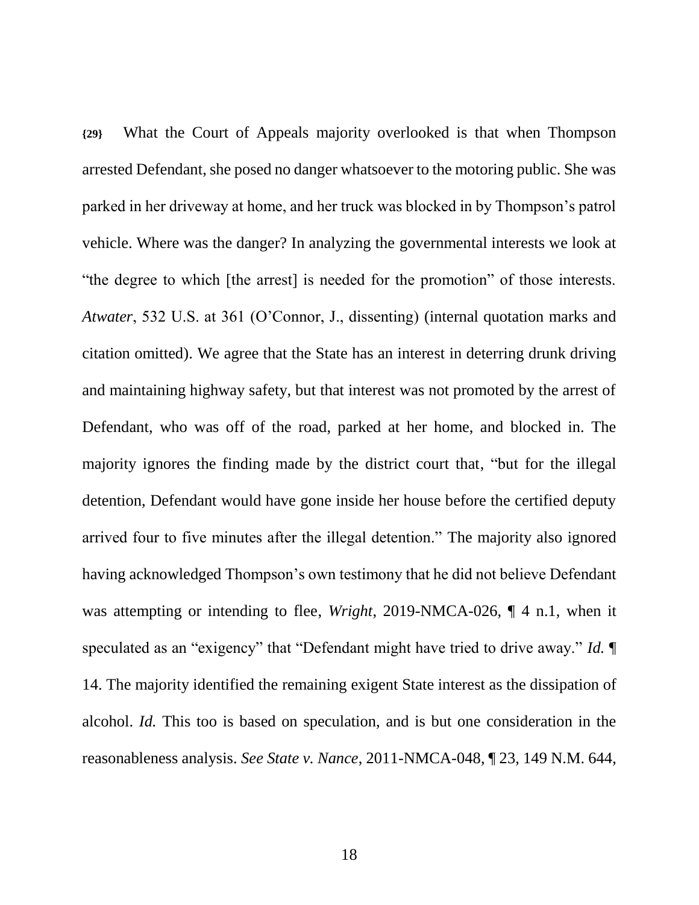**{29}** What the Court of Appeals majority overlooked is that when Thompson arrested Defendant, she posed no danger whatsoever to the motoring public. She was parked in her driveway at home, and her truck was blocked in by Thompson's patrol vehicle. Where was the danger? In analyzing the governmental interests we look at "the degree to which [the arrest] is needed for the promotion" of those interests. *Atwater*, 532 U.S. at 361 (O'Connor, J., dissenting) (internal quotation marks and citation omitted). We agree that the State has an interest in deterring drunk driving and maintaining highway safety, but that interest was not promoted by the arrest of Defendant, who was off of the road, parked at her home, and blocked in. The majority ignores the finding made by the district court that, "but for the illegal detention, Defendant would have gone inside her house before the certified deputy arrived four to five minutes after the illegal detention." The majority also ignored having acknowledged Thompson's own testimony that he did not believe Defendant was attempting or intending to flee, *Wright*, 2019-NMCA-026, ¶ 4 n.1, when it speculated as an "exigency" that "Defendant might have tried to drive away." *Id.* ¶ 14. The majority identified the remaining exigent State interest as the dissipation of alcohol. *Id.* This too is based on speculation, and is but one consideration in the reasonableness analysis. *See State v. Nance*, 2011-NMCA-048, ¶ 23, 149 N.M. 644,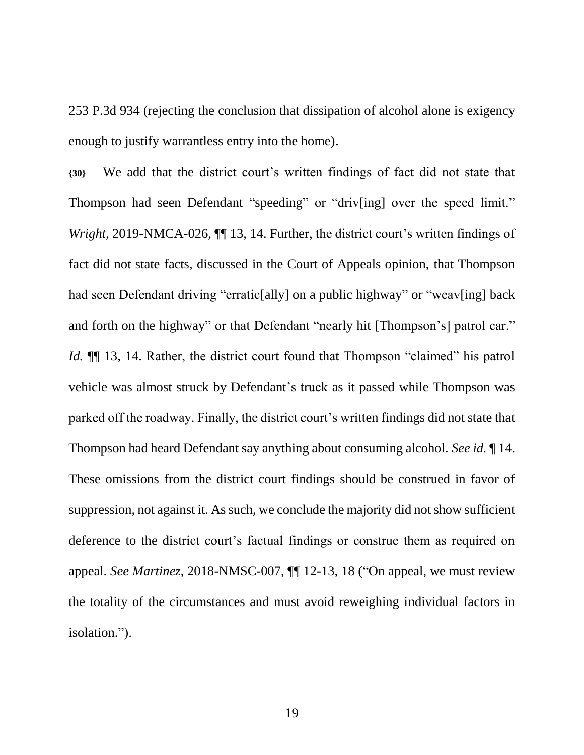253 P.3d 934 (rejecting the conclusion that dissipation of alcohol alone is exigency enough to justify warrantless entry into the home).

**{30}** We add that the district court's written findings of fact did not state that Thompson had seen Defendant "speeding" or "driv[ing] over the speed limit." *Wright*, 2019-NMCA-026, ¶¶ 13, 14. Further, the district court's written findings of fact did not state facts, discussed in the Court of Appeals opinion, that Thompson had seen Defendant driving "erratic[ally] on a public highway" or "weav[ing] back and forth on the highway" or that Defendant "nearly hit [Thompson's] patrol car." *Id.* ¶¶ 13, 14. Rather, the district court found that Thompson "claimed" his patrol vehicle was almost struck by Defendant's truck as it passed while Thompson was parked off the roadway. Finally, the district court's written findings did not state that Thompson had heard Defendant say anything about consuming alcohol. *See id.* ¶ 14. These omissions from the district court findings should be construed in favor of suppression, not against it. As such, we conclude the majority did not show sufficient deference to the district court's factual findings or construe them as required on appeal. *See Martinez*, 2018-NMSC-007, ¶¶ 12-13, 18 ("On appeal, we must review the totality of the circumstances and must avoid reweighing individual factors in isolation.").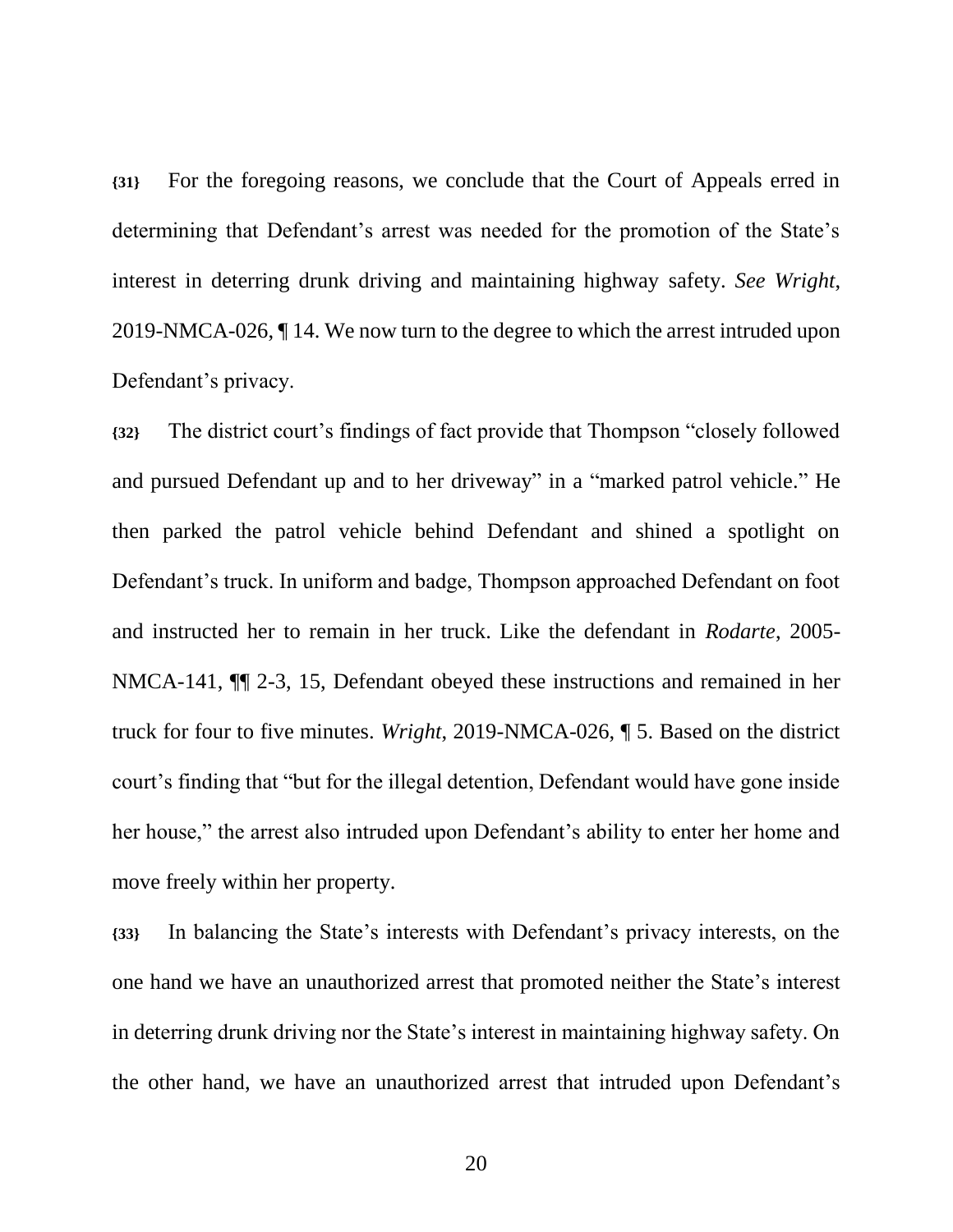**{31}** For the foregoing reasons, we conclude that the Court of Appeals erred in determining that Defendant's arrest was needed for the promotion of the State's interest in deterring drunk driving and maintaining highway safety. *See Wright*, 2019-NMCA-026, ¶ 14. We now turn to the degree to which the arrest intruded upon Defendant's privacy.

**{32}** The district court's findings of fact provide that Thompson "closely followed and pursued Defendant up and to her driveway" in a "marked patrol vehicle." He then parked the patrol vehicle behind Defendant and shined a spotlight on Defendant's truck. In uniform and badge, Thompson approached Defendant on foot and instructed her to remain in her truck. Like the defendant in *Rodarte*, 2005-NMCA-141, ¶¶ 2-3, 15, Defendant obeyed these instructions and remained in her truck for four to five minutes. *Wright*, 2019-NMCA-026, ¶ 5. Based on the district court's finding that "but for the illegal detention, Defendant would have gone inside her house," the arrest also intruded upon Defendant's ability to enter her home and move freely within her property.

**{33}** In balancing the State's interests with Defendant's privacy interests, on the one hand we have an unauthorized arrest that promoted neither the State's interest in deterring drunk driving nor the State's interest in maintaining highway safety. On the other hand, we have an unauthorized arrest that intruded upon Defendant's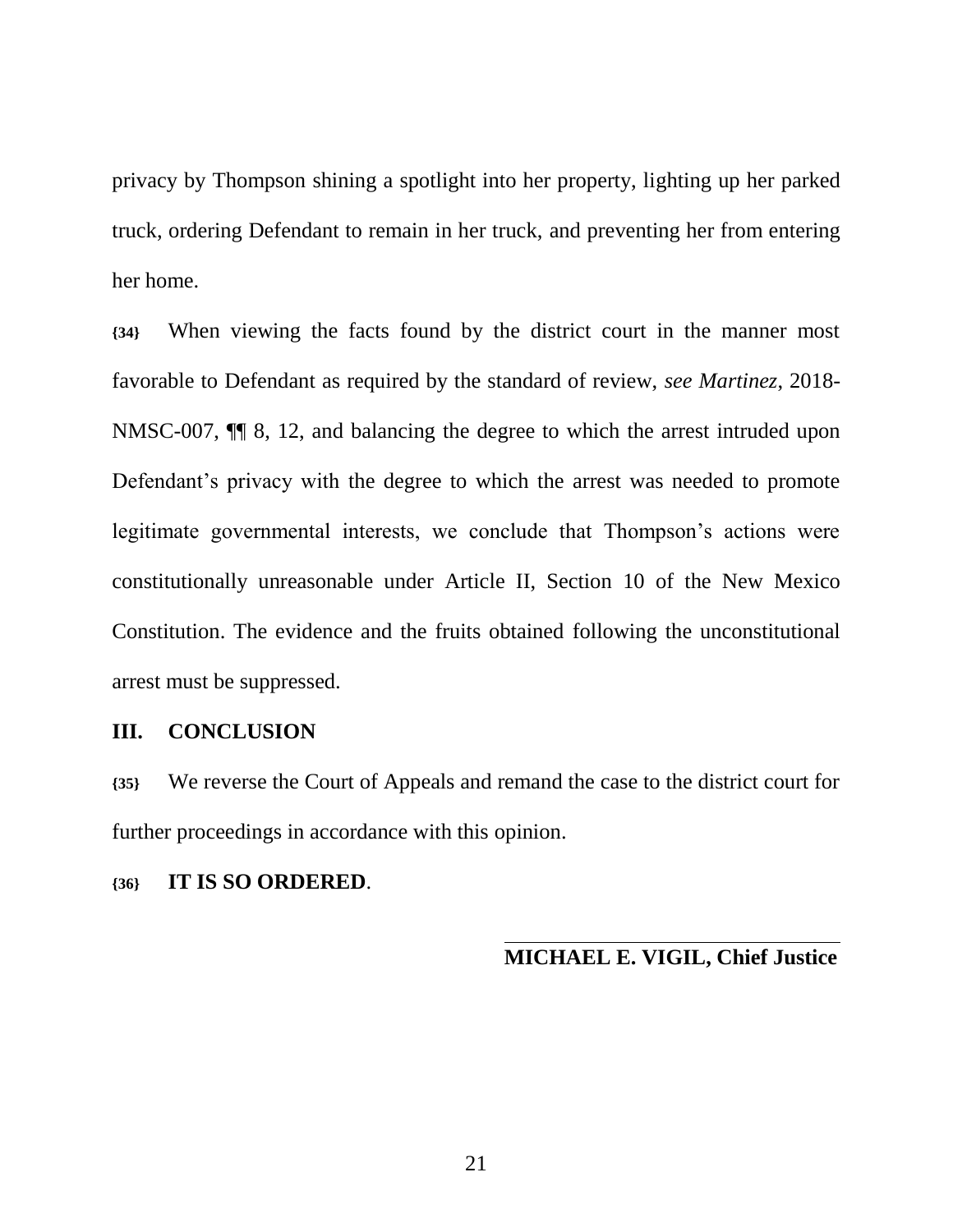privacy by Thompson shining a spotlight into her property, lighting up her parked truck, ordering Defendant to remain in her truck, and preventing her from entering her home.

**{34}** When viewing the facts found by the district court in the manner most favorable to Defendant as required by the standard of review, *see Martinez*, 2018-NMSC-007, ¶¶ 8, 12, and balancing the degree to which the arrest intruded upon Defendant's privacy with the degree to which the arrest was needed to promote legitimate governmental interests, we conclude that Thompson's actions were constitutionally unreasonable under Article II, Section 10 of the New Mexico Constitution. The evidence and the fruits obtained following the unconstitutional arrest must be suppressed.

## III. CONCLUSION

**{35}** We reverse the Court of Appeals and remand the case to the district court for further proceedings in accordance with this opinion.

**{36}** **IT IS SO ORDERED**.

**MICHAEL E. VIGIL, Chief Justice**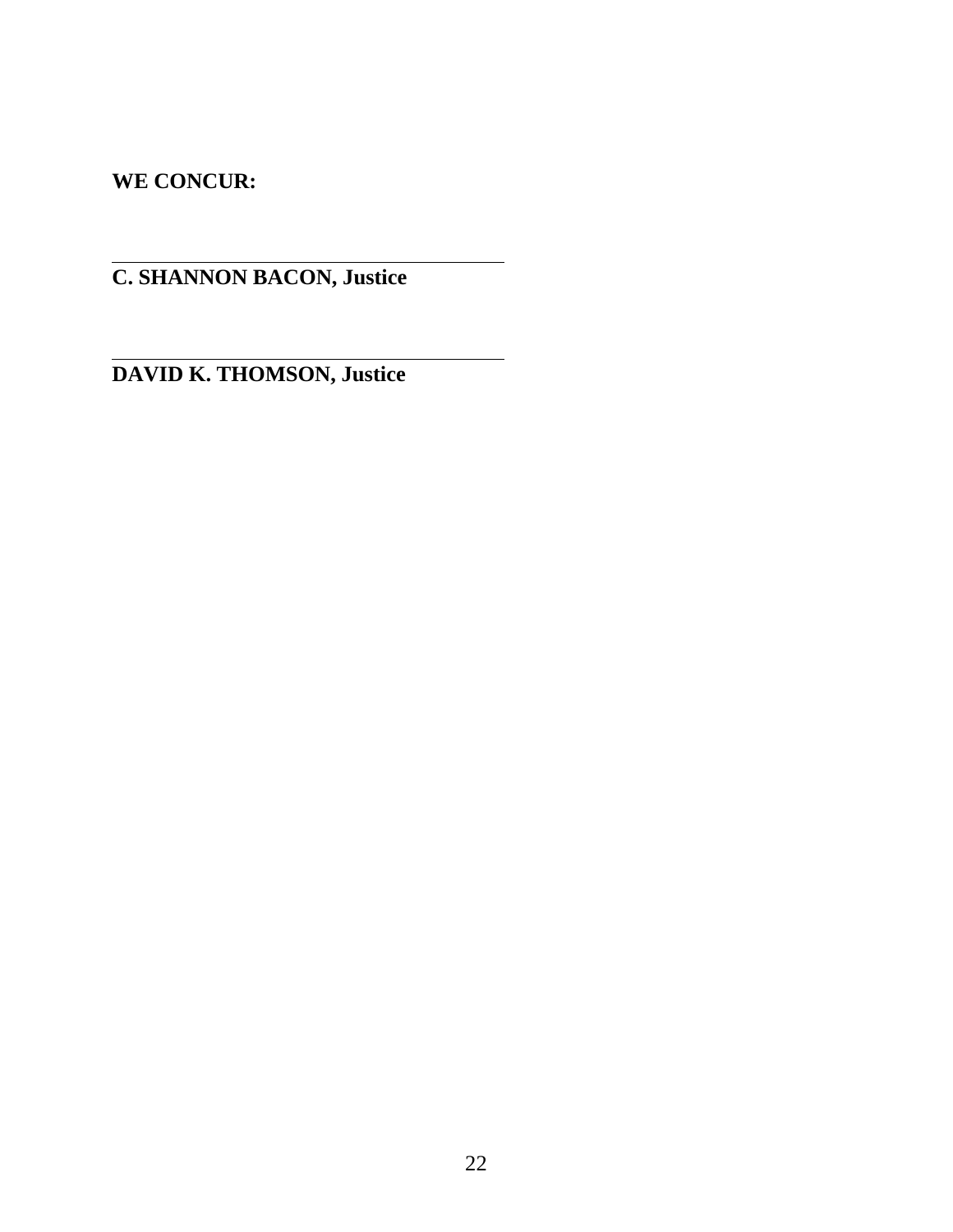**WE CONCUR:**

______________________________
**C. SHANNON BACON, Justice**

______________________________
**DAVID K. THOMSON, Justice**